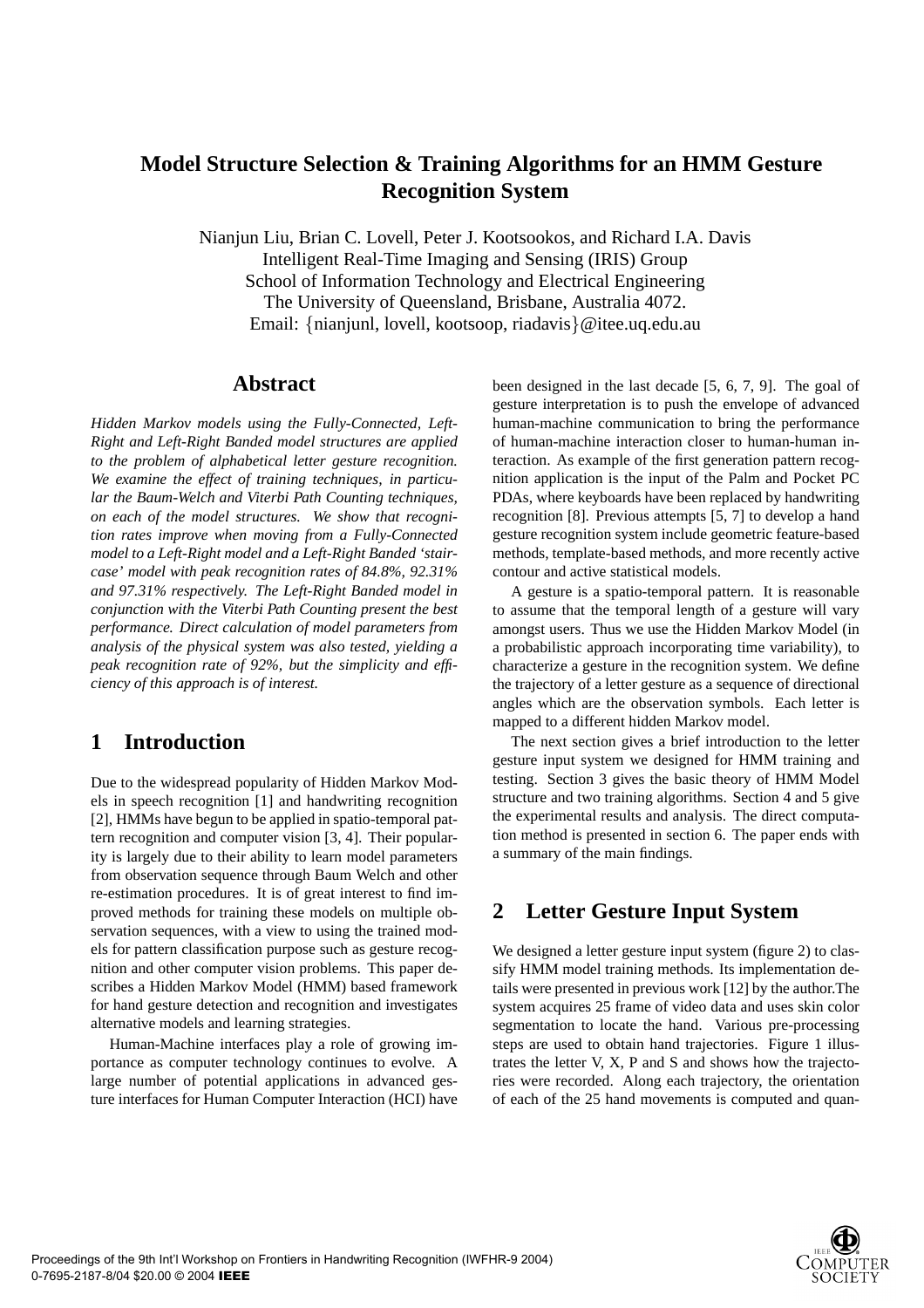# Model Structure Selection & Training Algorithms for an HMM Gesture Recognition System

Nianjun Liu, Brian C. Lovell, Peter J. Kootsookos, and Richard I.A. Davis
Intelligent Real-Time Imaging and Sensing (IRIS) Group
School of Information Technology and Electrical Engineering
The University of Queensland, Brisbane, Australia 4072.
Email: {nianjunl, lovell, kootsoop, riadavis}@itee.uq.edu.au

## Abstract

*Hidden Markov models using the Fully-Connected, Left-Right and Left-Right Banded model structures are applied to the problem of alphabetical letter gesture recognition. We examine the effect of training techniques, in particular the Baum-Welch and Viterbi Path Counting techniques, on each of the model structures. We show that recognition rates improve when moving from a Fully-Connected model to a Left-Right model and a Left-Right Banded 'staircase' model with peak recognition rates of 84.8%, 92.31% and 97.31% respectively. The Left-Right Banded model in conjunction with the Viterbi Path Counting present the best performance. Direct calculation of model parameters from analysis of the physical system was also tested, yielding a peak recognition rate of 92%, but the simplicity and efficiency of this approach is of interest.*

## 1 Introduction

Due to the widespread popularity of Hidden Markov Models in speech recognition [1] and handwriting recognition [2], HMMs have begun to be applied in spatio-temporal pattern recognition and computer vision [3, 4]. Their popularity is largely due to their ability to learn model parameters from observation sequence through Baum Welch and other re-estimation procedures. It is of great interest to find improved methods for training these models on multiple observation sequences, with a view to using the trained models for pattern classification purpose such as gesture recognition and other computer vision problems. This paper describes a Hidden Markov Model (HMM) based framework for hand gesture detection and recognition and investigates alternative models and learning strategies.

Human-Machine interfaces play a role of growing importance as computer technology continues to evolve. A large number of potential applications in advanced gesture interfaces for Human Computer Interaction (HCI) have been designed in the last decade [5, 6, 7, 9]. The goal of gesture interpretation is to push the envelope of advanced human-machine communication to bring the performance of human-machine interaction closer to human-human interaction. As example of the first generation pattern recognition application is the input of the Palm and Pocket PC PDAs, where keyboards have been replaced by handwriting recognition [8]. Previous attempts [5, 7] to develop a hand gesture recognition system include geometric feature-based methods, template-based methods, and more recently active contour and active statistical models.

A gesture is a spatio-temporal pattern. It is reasonable to assume that the temporal length of a gesture will vary amongst users. Thus we use the Hidden Markov Model (in a probabilistic approach incorporating time variability), to characterize a gesture in the recognition system. We define the trajectory of a letter gesture as a sequence of directional angles which are the observation symbols. Each letter is mapped to a different hidden Markov model.

The next section gives a brief introduction to the letter gesture input system we designed for HMM training and testing. Section 3 gives the basic theory of HMM Model structure and two training algorithms. Section 4 and 5 give the experimental results and analysis. The direct computation method is presented in section 6. The paper ends with a summary of the main findings.

## 2 Letter Gesture Input System

We designed a letter gesture input system (figure 2) to classify HMM model training methods. Its implementation details were presented in previous work [12] by the author.The system acquires 25 frame of video data and uses skin color segmentation to locate the hand. Various pre-processing steps are used to obtain hand trajectories. Figure 1 illustrates the letter V, X, P and S and shows how the trajectories were recorded. Along each trajectory, the orientation of each of the 25 hand movements is computed and quan-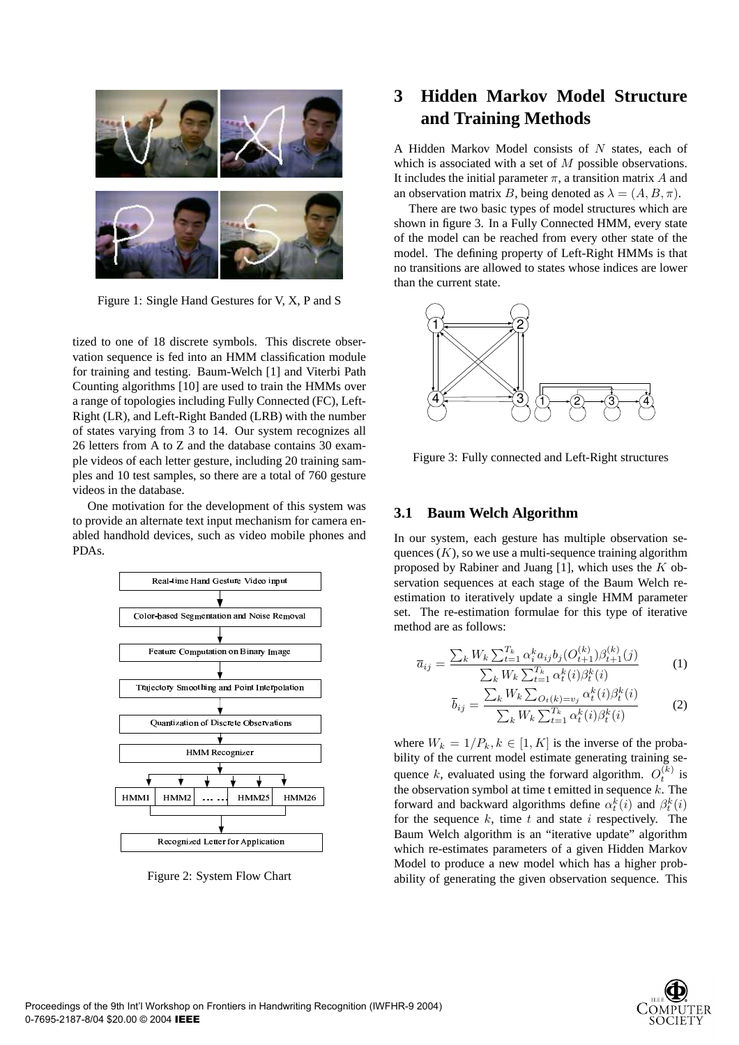Figure 1: Single Hand Gestures for V, X, P and S

tized to one of 18 discrete symbols. This discrete observation sequence is fed into an HMM classification module for training and testing. Baum-Welch [1] and Viterbi Path Counting algorithms [10] are used to train the HMMs over a range of topologies including Fully Connected (FC), Left-Right (LR), and Left-Right Banded (LRB) with the number of states varying from 3 to 14. Our system recognizes all 26 letters from A to Z and the database contains 30 example videos of each letter gesture, including 20 training samples and 10 test samples, so there are a total of 760 gesture videos in the database.

One motivation for the development of this system was to provide an alternate text input mechanism for camera enabled handhold devices, such as video mobile phones and PDAs.

Real-time Hand Gesture Video input
Color-based Segmentation and Noise Removal
Feature Computation on Binary Image
Trajectory Smoothing and Point Interpolation
Quantization of Discrete Observations
HMM Recognizer
HMM1 HMM2 ... ... HMM25 HMM26
Recognized Letter for Application

Figure 2: System Flow Chart

# 3 Hidden Markov Model Structure and Training Methods

A Hidden Markov Model consists of $N$ states, each of which is associated with a set of $M$ possible observations. It includes the initial parameter $\pi$, a transition matrix $A$ and an observation matrix $B$, being denoted as $\lambda = (A, B, \pi)$.

There are two basic types of model structures which are shown in figure 3. In a Fully Connected HMM, every state of the model can be reached from every other state of the model. The defining property of Left-Right HMMs is that no transitions are allowed to states whose indices are lower than the current state.

Figure 3: Fully connected and Left-Right structures

## 3.1 Baum Welch Algorithm

In our system, each gesture has multiple observation sequences ($K$), so we use a multi-sequence training algorithm proposed by Rabiner and Juang [1], which uses the $K$ observation sequences at each stage of the Baum Welch re-estimation to iteratively update a single HMM parameter set. The re-estimation formulae for this type of iterative method are as follows:

$$\overline{a}_{ij} = \frac{\sum_k W_k \sum_{t=1}^{T_k} \alpha_i^k a_{ij} b_j(O_{t+1}^{(k)}) \beta_{t+1}^{(k)}(j)}{\sum_k W_k \sum_{t=1}^{T_k} \alpha_t^k(i) \beta_t^k(i)} \quad (1)$$

$$\overline{b}_{ij} = \frac{\sum_k W_k \sum_{O_t(k)=v_j} \alpha_t^k(i) \beta_t^k(i)}{\sum_k W_k \sum_{t=1}^{T_k} \alpha_t^k(i) \beta_t^k(i)} \quad (2)$$

where $W_k = 1/P_k, k \in [1, K]$ is the inverse of the probability of the current model estimate generating training sequence $k$, evaluated using the forward algorithm. $O_t^{(k)}$ is the observation symbol at time t emitted in sequence $k$. The forward and backward algorithms define $\alpha_t^k(i)$ and $\beta_t^k(i)$ for the sequence $k$, time $t$ and state $i$ respectively. The Baum Welch algorithm is an "iterative update" algorithm which re-estimates parameters of a given Hidden Markov Model to produce a new model which has a higher probability of generating the given observation sequence. This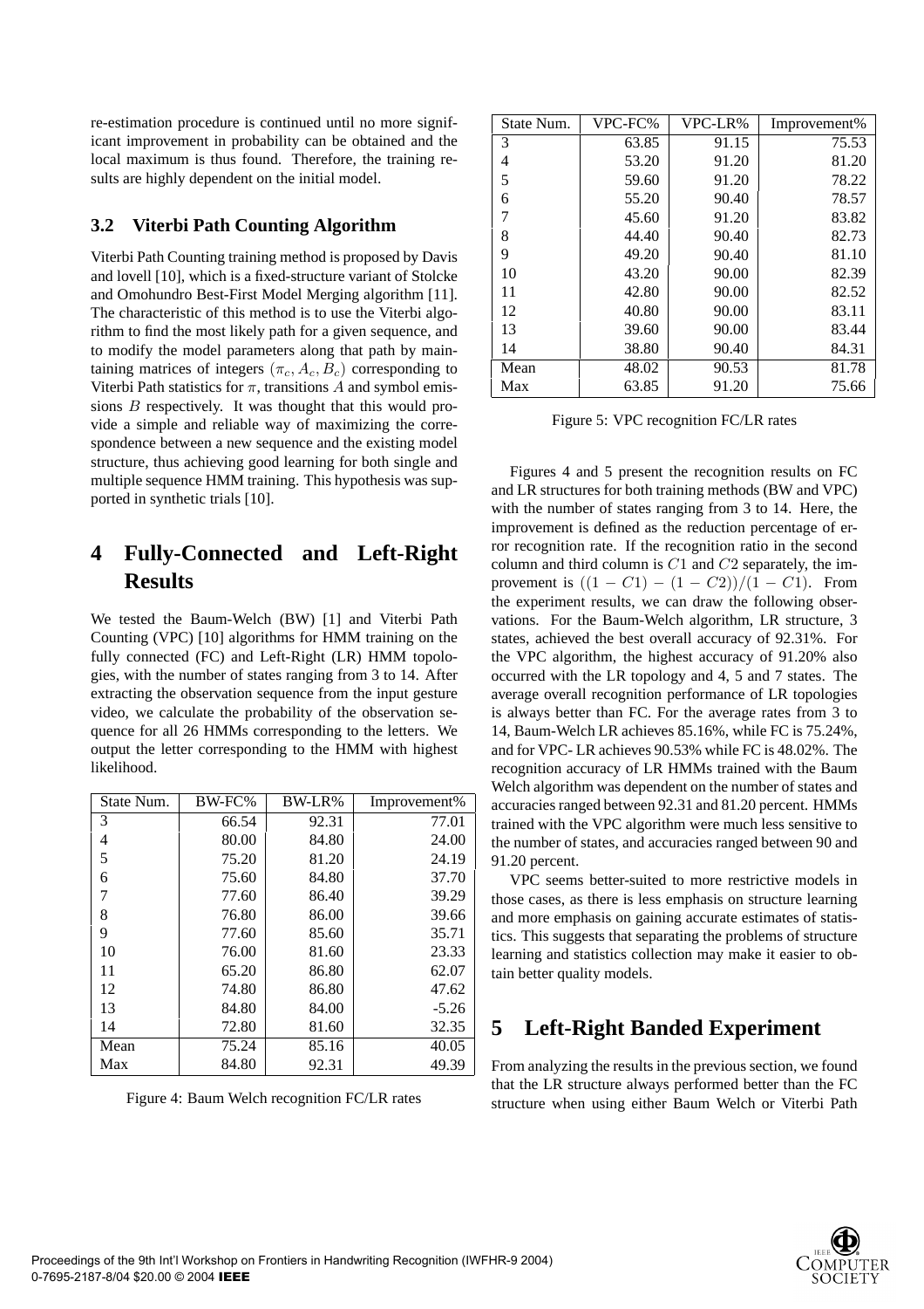re-estimation procedure is continued until no more significant improvement in probability can be obtained and the local maximum is thus found. Therefore, the training results are highly dependent on the initial model.

### 3.2 Viterbi Path Counting Algorithm

Viterbi Path Counting training method is proposed by Davis and lovell [10], which is a fixed-structure variant of Stolcke and Omohundro Best-First Model Merging algorithm [11]. The characteristic of this method is to use the Viterbi algorithm to find the most likely path for a given sequence, and to modify the model parameters along that path by maintaining matrices of integers $(\pi_c, A_c, B_c)$ corresponding to Viterbi Path statistics for $\pi$, transitions $A$ and symbol emissions $B$ respectively. It was thought that this would provide a simple and reliable way of maximizing the correspondence between a new sequence and the existing model structure, thus achieving good learning for both single and multiple sequence HMM training. This hypothesis was supported in synthetic trials [10].

## 4 Fully-Connected and Left-Right Results

We tested the Baum-Welch (BW) [1] and Viterbi Path Counting (VPC) [10] algorithms for HMM training on the fully connected (FC) and Left-Right (LR) HMM topologies, with the number of states ranging from 3 to 14. After extracting the observation sequence from the input gesture video, we calculate the probability of the observation sequence for all 26 HMMs corresponding to the letters. We output the letter corresponding to the HMM with highest likelihood.

| State Num. | BW-FC% | BW-LR% | Improvement% |
|---|---|---|---|
| 3 | 66.54 | 92.31 | 77.01 |
| 4 | 80.00 | 84.80 | 24.00 |
| 5 | 75.20 | 81.20 | 24.19 |
| 6 | 75.60 | 84.80 | 37.70 |
| 7 | 77.60 | 86.40 | 39.29 |
| 8 | 76.80 | 86.00 | 39.66 |
| 9 | 77.60 | 85.60 | 35.71 |
| 10 | 76.00 | 81.60 | 23.33 |
| 11 | 65.20 | 86.80 | 62.07 |
| 12 | 74.80 | 86.80 | 47.62 |
| 13 | 84.80 | 84.00 | -5.26 |
| 14 | 72.80 | 81.60 | 32.35 |
| Mean | 75.24 | 85.16 | 40.05 |
| Max | 84.80 | 92.31 | 49.39 |

Figure 4: Baum Welch recognition FC/LR rates

| State Num. | VPC-FC% | VPC-LR% | Improvement% |
|---|---|---|---|
| 3 | 63.85 | 91.15 | 75.53 |
| 4 | 53.20 | 91.20 | 81.20 |
| 5 | 59.60 | 91.20 | 78.22 |
| 6 | 55.20 | 90.40 | 78.57 |
| 7 | 45.60 | 91.20 | 83.82 |
| 8 | 44.40 | 90.40 | 82.73 |
| 9 | 49.20 | 90.40 | 81.10 |
| 10 | 43.20 | 90.00 | 82.39 |
| 11 | 42.80 | 90.00 | 82.52 |
| 12 | 40.80 | 90.00 | 83.11 |
| 13 | 39.60 | 90.00 | 83.44 |
| 14 | 38.80 | 90.40 | 84.31 |
| Mean | 48.02 | 90.53 | 81.78 |
| Max | 63.85 | 91.20 | 75.66 |

Figure 5: VPC recognition FC/LR rates

Figures 4 and 5 present the recognition results on FC and LR structures for both training methods (BW and VPC) with the number of states ranging from 3 to 14. Here, the improvement is defined as the reduction percentage of error recognition rate. If the recognition ratio in the second column and third column is $C1$ and $C2$ separately, the improvement is $((1 - C1) - (1 - C2))/(1 - C1)$. From the experiment results, we can draw the following observations. For the Baum-Welch algorithm, LR structure, 3 states, achieved the best overall accuracy of 92.31%. For the VPC algorithm, the highest accuracy of 91.20% also occurred with the LR topology and 4, 5 and 7 states. The average overall recognition performance of LR topologies is always better than FC. For the average rates from 3 to 14, Baum-Welch LR achieves 85.16%, while FC is 75.24%, and for VPC- LR achieves 90.53% while FC is 48.02%. The recognition accuracy of LR HMMs trained with the Baum Welch algorithm was dependent on the number of states and accuracies ranged between 92.31 and 81.20 percent. HMMs trained with the VPC algorithm were much less sensitive to the number of states, and accuracies ranged between 90 and 91.20 percent.

VPC seems better-suited to more restrictive models in those cases, as there is less emphasis on structure learning and more emphasis on gaining accurate estimates of statistics. This suggests that separating the problems of structure learning and statistics collection may make it easier to obtain better quality models.

## 5 Left-Right Banded Experiment

From analyzing the results in the previous section, we found that the LR structure always performed better than the FC structure when using either Baum Welch or Viterbi Path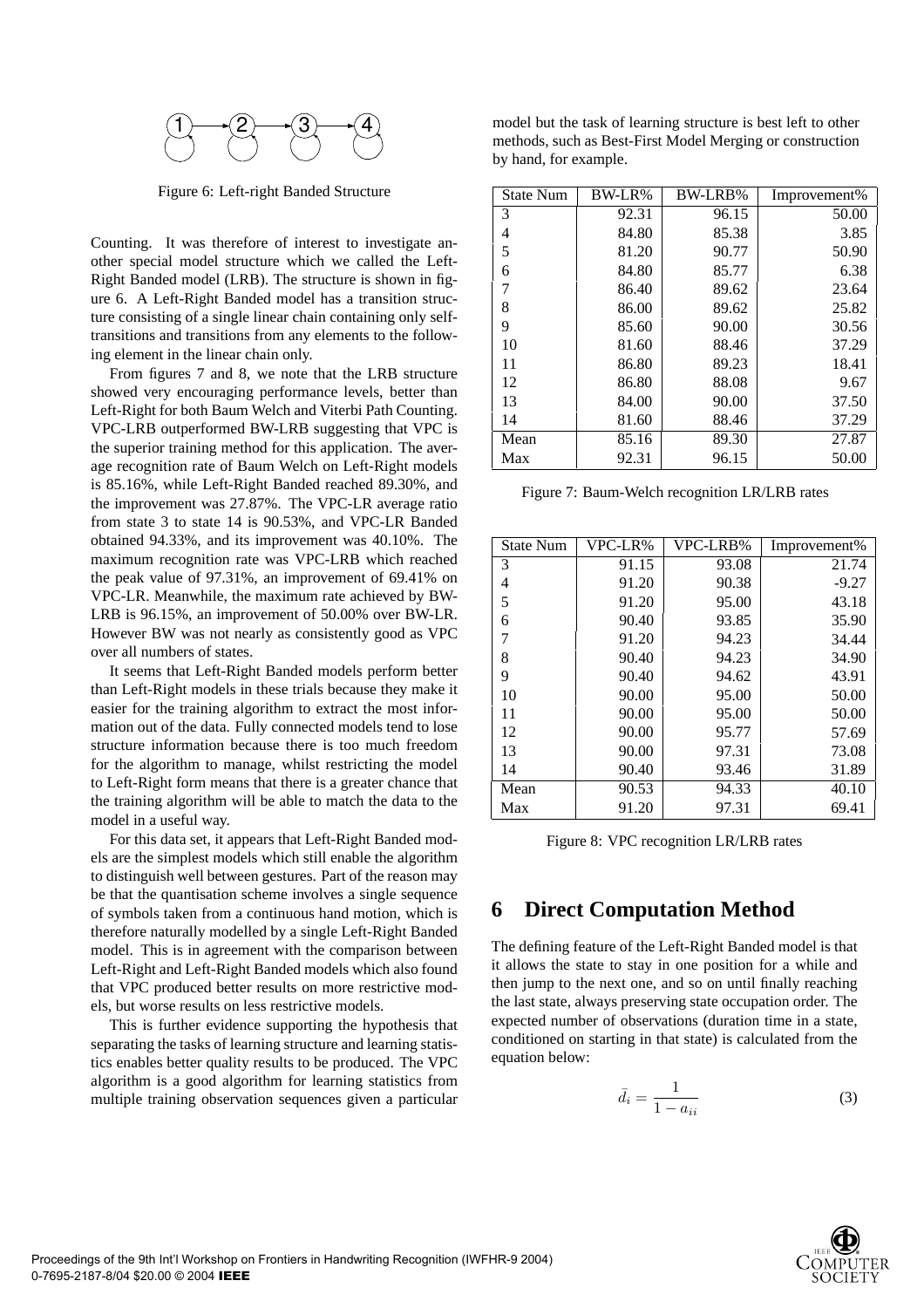1 → 2 → 3 → 4

Figure 6: Left-right Banded Structure

Counting. It was therefore of interest to investigate another special model structure which we called the Left-Right Banded model (LRB). The structure is shown in figure 6. A Left-Right Banded model has a transition structure consisting of a single linear chain containing only self-transitions and transitions from any elements to the following element in the linear chain only.

From figures 7 and 8, we note that the LRB structure showed very encouraging performance levels, better than Left-Right for both Baum Welch and Viterbi Path Counting. VPC-LRB outperformed BW-LRB suggesting that VPC is the superior training method for this application. The average recognition rate of Baum Welch on Left-Right models is 85.16%, while Left-Right Banded reached 89.30%, and the improvement was 27.87%. The VPC-LR average ratio from state 3 to state 14 is 90.53%, and VPC-LR Banded obtained 94.33%, and its improvement was 40.10%. The maximum recognition rate was VPC-LRB which reached the peak value of 97.31%, an improvement of 69.41% on VPC-LR. Meanwhile, the maximum rate achieved by BW-LRB is 96.15%, an improvement of 50.00% over BW-LR. However BW was not nearly as consistently good as VPC over all numbers of states.

It seems that Left-Right Banded models perform better than Left-Right models in these trials because they make it easier for the training algorithm to extract the most information out of the data. Fully connected models tend to lose structure information because there is too much freedom for the algorithm to manage, whilst restricting the model to Left-Right form means that there is a greater chance that the training algorithm will be able to match the data to the model in a useful way.

For this data set, it appears that Left-Right Banded models are the simplest models which still enable the algorithm to distinguish well between gestures. Part of the reason may be that the quantisation scheme involves a single sequence of symbols taken from a continuous hand motion, which is therefore naturally modelled by a single Left-Right Banded model. This is in agreement with the comparison between Left-Right and Left-Right Banded models which also found that VPC produced better results on more restrictive models, but worse results on less restrictive models.

This is further evidence supporting the hypothesis that separating the tasks of learning structure and learning statistics enables better quality results to be produced. The VPC algorithm is a good algorithm for learning statistics from multiple training observation sequences given a particular model but the task of learning structure is best left to other methods, such as Best-First Model Merging or construction by hand, for example.

| State Num | BW-LR% | BW-LRB% | Improvement% |
|---|---|---|---|
| 3 | 92.31 | 96.15 | 50.00 |
| 4 | 84.80 | 85.38 | 3.85 |
| 5 | 81.20 | 90.77 | 50.90 |
| 6 | 84.80 | 85.77 | 6.38 |
| 7 | 86.40 | 89.62 | 23.64 |
| 8 | 86.00 | 89.62 | 25.82 |
| 9 | 85.60 | 90.00 | 30.56 |
| 10 | 81.60 | 88.46 | 37.29 |
| 11 | 86.80 | 89.23 | 18.41 |
| 12 | 86.80 | 88.08 | 9.67 |
| 13 | 84.00 | 90.00 | 37.50 |
| 14 | 81.60 | 88.46 | 37.29 |
| Mean | 85.16 | 89.30 | 27.87 |
| Max | 92.31 | 96.15 | 50.00 |

Figure 7: Baum-Welch recognition LR/LRB rates

| State Num | VPC-LR% | VPC-LRB% | Improvement% |
|---|---|---|---|
| 3 | 91.15 | 93.08 | 21.74 |
| 4 | 91.20 | 90.38 | -9.27 |
| 5 | 91.20 | 95.00 | 43.18 |
| 6 | 90.40 | 93.85 | 35.90 |
| 7 | 91.20 | 94.23 | 34.44 |
| 8 | 90.40 | 94.23 | 34.90 |
| 9 | 90.40 | 94.62 | 43.91 |
| 10 | 90.00 | 95.00 | 50.00 |
| 11 | 90.00 | 95.00 | 50.00 |
| 12 | 90.00 | 95.77 | 57.69 |
| 13 | 90.00 | 97.31 | 73.08 |
| 14 | 90.40 | 93.46 | 31.89 |
| Mean | 90.53 | 94.33 | 40.10 |
| Max | 91.20 | 97.31 | 69.41 |

Figure 8: VPC recognition LR/LRB rates

## 6 Direct Computation Method

The defining feature of the Left-Right Banded model is that it allows the state to stay in one position for a while and then jump to the next one, and so on until finally reaching the last state, always preserving state occupation order. The expected number of observations (duration time in a state, conditioned on starting in that state) is calculated from the equation below:

$$\bar{d}_i = \frac{1}{1 - a_{ii}} \tag{3}$$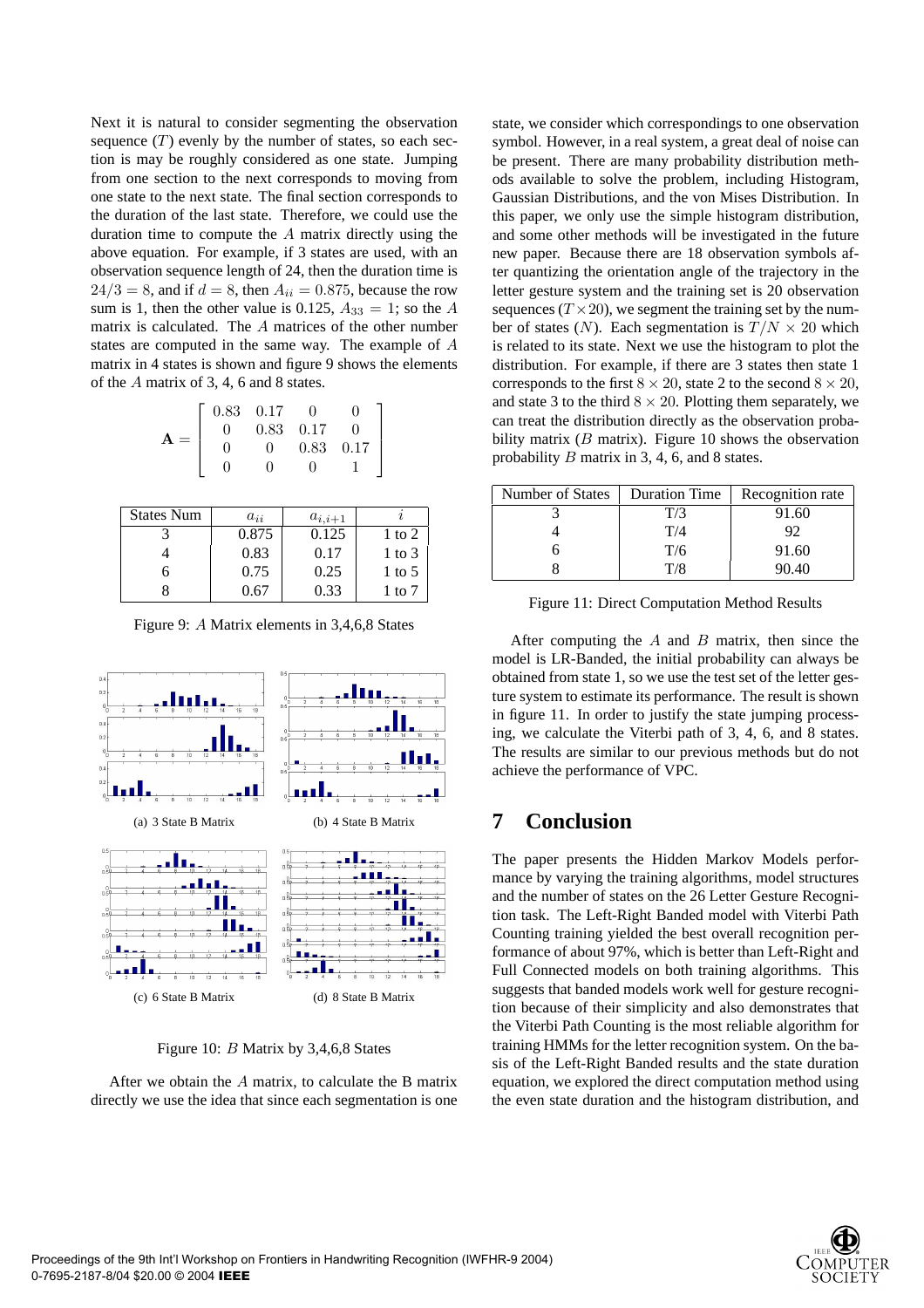Next it is natural to consider segmenting the observation sequence ($T$) evenly by the number of states, so each section is may be roughly considered as one state. Jumping from one section to the next corresponds to moving from one state to the next state. The final section corresponds to the duration of the last state. Therefore, we could use the duration time to compute the $A$ matrix directly using the above equation. For example, if 3 states are used, with an observation sequence length of 24, then the duration time is $24/3 = 8$, and if $d = 8$, then $A_{ii} = 0.875$, because the row sum is 1, then the other value is 0.125, $A_{33} = 1$; so the $A$ matrix is calculated. The $A$ matrices of the other number states are computed in the same way. The example of $A$ matrix in 4 states is shown and figure 9 shows the elements of the $A$ matrix of 3, 4, 6 and 8 states.

$$\mathbf{A} = \begin{bmatrix} 0.83 & 0.17 & 0 & 0 \\ 0 & 0.83 & 0.17 & 0 \\ 0 & 0 & 0.83 & 0.17 \\ 0 & 0 & 0 & 1 \end{bmatrix}$$

| States Num | $a_{ii}$ | $a_{i,i+1}$ | $i$ |
|---|---|---|---|
| 3 | 0.875 | 0.125 | 1 to 2 |
| 4 | 0.83 | 0.17 | 1 to 3 |
| 6 | 0.75 | 0.25 | 1 to 5 |
| 8 | 0.67 | 0.33 | 1 to 7 |

Figure 9: $A$ Matrix elements in 3,4,6,8 States

(a) 3 State B Matrix

(b) 4 State B Matrix

(c) 6 State B Matrix

(d) 8 State B Matrix

Figure 10: $B$ Matrix by 3,4,6,8 States

After we obtain the $A$ matrix, to calculate the B matrix directly we use the idea that since each segmentation is one state, we consider which correspondings to one observation symbol. However, in a real system, a great deal of noise can be present. There are many probability distribution methods available to solve the problem, including Histogram, Gaussian Distributions, and the von Mises Distribution. In this paper, we only use the simple histogram distribution, and some other methods will be investigated in the future new paper. Because there are 18 observation symbols after quantizing the orientation angle of the trajectory in the letter gesture system and the training set is 20 observation sequences ($T \times 20$), we segment the training set by the number of states ($N$). Each segmentation is $T/N \times 20$ which is related to its state. Next we use the histogram to plot the distribution. For example, if there are 3 states then state 1 corresponds to the first $8 \times 20$, state 2 to the second $8 \times 20$, and state 3 to the third $8 \times 20$. Plotting them separately, we can treat the distribution directly as the observation probability matrix ($B$ matrix). Figure 10 shows the observation probability $B$ matrix in 3, 4, 6, and 8 states.

| Number of States | Duration Time | Recognition rate |
|---|---|---|
| 3 | T/3 | 91.60 |
| 4 | T/4 | 92 |
| 6 | T/6 | 91.60 |
| 8 | T/8 | 90.40 |

Figure 11: Direct Computation Method Results

After computing the $A$ and $B$ matrix, then since the model is LR-Banded, the initial probability can always be obtained from state 1, so we use the test set of the letter gesture system to estimate its performance. The result is shown in figure 11. In order to justify the state jumping processing, we calculate the Viterbi path of 3, 4, 6, and 8 states. The results are similar to our previous methods but do not achieve the performance of VPC.

# 7 Conclusion

The paper presents the Hidden Markov Models performance by varying the training algorithms, model structures and the number of states on the 26 Letter Gesture Recognition task. The Left-Right Banded model with Viterbi Path Counting training yielded the best overall recognition performance of about 97%, which is better than Left-Right and Full Connected models on both training algorithms. This suggests that banded models work well for gesture recognition because of their simplicity and also demonstrates that the Viterbi Path Counting is the most reliable algorithm for training HMMs for the letter recognition system. On the basis of the Left-Right Banded results and the state duration equation, we explored the direct computation method using the even state duration and the histogram distribution, and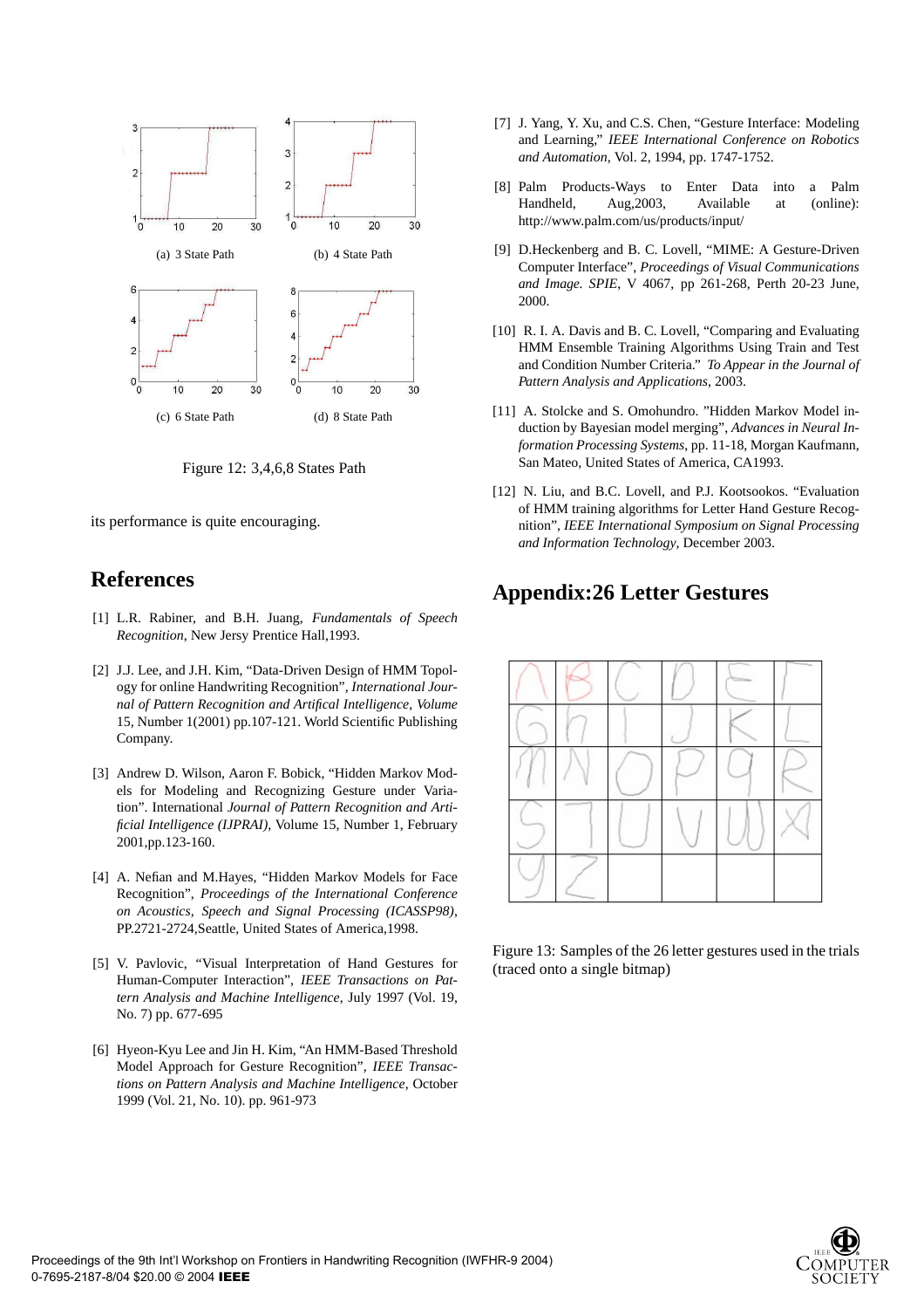3
2
1
0 10 20 30

(a) 3 State Path

4
3
2
1
0 10 20 30

(b) 4 State Path

6
4
2
0
0 10 20 30

(c) 6 State Path

8
6
4
2
0
0 10 20 30

(d) 8 State Path

Figure 12: 3,4,6,8 States Path

its performance is quite encouraging.

## References

[1] L.R. Rabiner, and B.H. Juang, *Fundamentals of Speech Recognition*, New Jersy Prentice Hall,1993.

[2] J.J. Lee, and J.H. Kim, "Data-Driven Design of HMM Topology for online Handwriting Recognition", *International Journal of Pattern Recognition and Artifical Intelligence, Volume* 15, Number 1(2001) pp.107-121. World Scientific Publishing Company.

[3] Andrew D. Wilson, Aaron F. Bobick, "Hidden Markov Models for Modeling and Recognizing Gesture under Variation". International *Journal of Pattern Recognition and Artificial Intelligence (IJPRAI)*, Volume 15, Number 1, February 2001,pp.123-160.

[4] A. Nefian and M.Hayes, "Hidden Markov Models for Face Recognition", *Proceedings of the International Conference on Acoustics, Speech and Signal Processing (ICASSP98)*, PP.2721-2724,Seattle, United States of America,1998.

[5] V. Pavlovic, "Visual Interpretation of Hand Gestures for Human-Computer Interaction", *IEEE Transactions on Pattern Analysis and Machine Intelligence*, July 1997 (Vol. 19, No. 7) pp. 677-695

[6] Hyeon-Kyu Lee and Jin H. Kim, "An HMM-Based Threshold Model Approach for Gesture Recognition", *IEEE Transactions on Pattern Analysis and Machine Intelligence*, October 1999 (Vol. 21, No. 10). pp. 961-973

[7] J. Yang, Y. Xu, and C.S. Chen, "Gesture Interface: Modeling and Learning," *IEEE International Conference on Robotics and Automation*, Vol. 2, 1994, pp. 1747-1752.

[8] Palm Products-Ways to Enter Data into a Palm Handheld, Aug,2003, Available at (online): http://www.palm.com/us/products/input/

[9] D.Heckenberg and B. C. Lovell, "MIME: A Gesture-Driven Computer Interface", *Proceedings of Visual Communications and Image. SPIE*, V 4067, pp 261-268, Perth 20-23 June, 2000.

[10] R. I. A. Davis and B. C. Lovell, "Comparing and Evaluating HMM Ensemble Training Algorithms Using Train and Test and Condition Number Criteria." *To Appear in the Journal of Pattern Analysis and Applications*, 2003.

[11] A. Stolcke and S. Omohundro. "Hidden Markov Model induction by Bayesian model merging", *Advances in Neural Information Processing Systems*, pp. 11-18, Morgan Kaufmann, San Mateo, United States of America, CA1993.

[12] N. Liu, and B.C. Lovell, and P.J. Kootsookos. "Evaluation of HMM training algorithms for Letter Hand Gesture Recognition", *IEEE International Symposium on Signal Processing and Information Technology*, December 2003.

## Appendix:26 Letter Gestures

Figure 13: Samples of the 26 letter gestures used in the trials (traced onto a single bitmap)